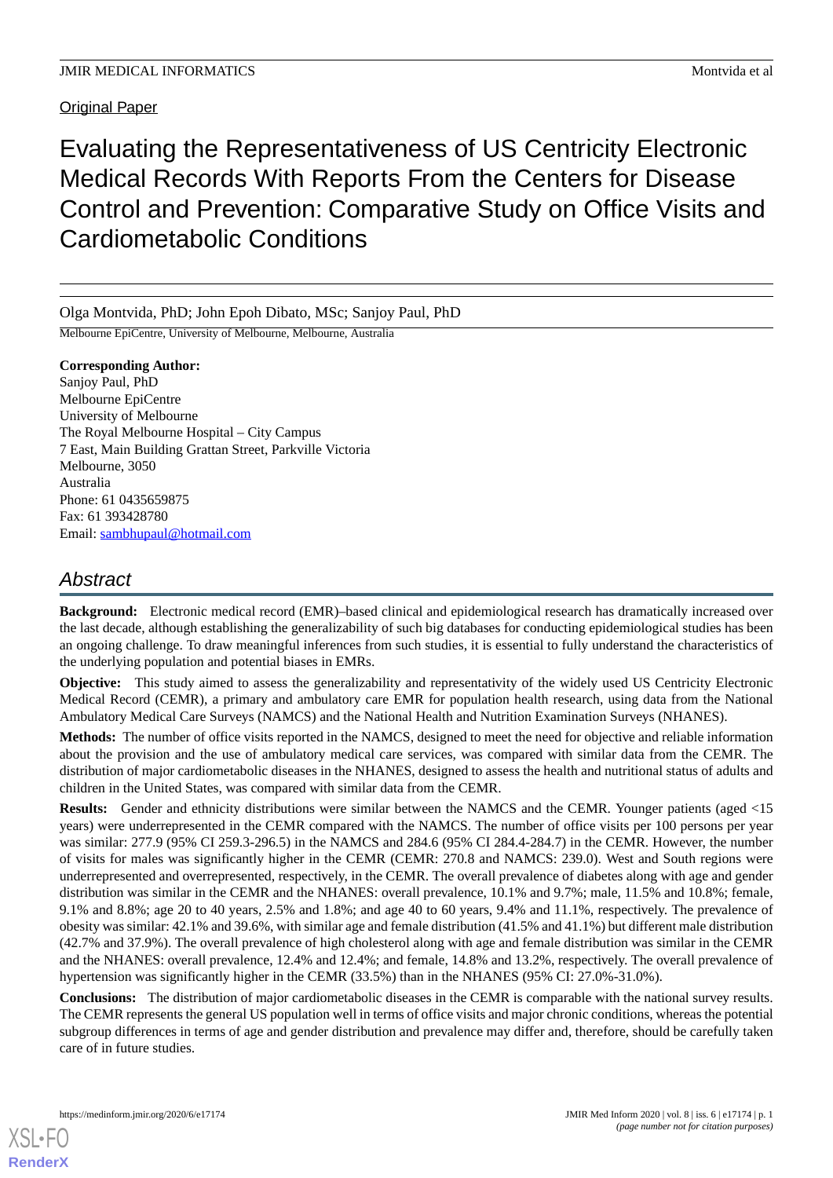Original Paper

# Evaluating the Representativeness of US Centricity Electronic Medical Records With Reports From the Centers for Disease Control and Prevention: Comparative Study on Office Visits and Cardiometabolic Conditions

Olga Montvida, PhD; John Epoh Dibato, MSc; Sanjoy Paul, PhD

Melbourne EpiCentre, University of Melbourne, Melbourne, Australia

**Corresponding Author:**
Sanjoy Paul, PhD
Melbourne EpiCentre
University of Melbourne
The Royal Melbourne Hospital – City Campus
7 East, Main Building Grattan Street, Parkville Victoria
Melbourne, 3050
Australia
Phone: 61 0435659875
Fax: 61 393428780
Email: sambhupaul@hotmail.com

## Abstract

**Background:** Electronic medical record (EMR)–based clinical and epidemiological research has dramatically increased over the last decade, although establishing the generalizability of such big databases for conducting epidemiological studies has been an ongoing challenge. To draw meaningful inferences from such studies, it is essential to fully understand the characteristics of the underlying population and potential biases in EMRs.

**Objective:** This study aimed to assess the generalizability and representativity of the widely used US Centricity Electronic Medical Record (CEMR), a primary and ambulatory care EMR for population health research, using data from the National Ambulatory Medical Care Surveys (NAMCS) and the National Health and Nutrition Examination Surveys (NHANES).

**Methods:** The number of office visits reported in the NAMCS, designed to meet the need for objective and reliable information about the provision and the use of ambulatory medical care services, was compared with similar data from the CEMR. The distribution of major cardiometabolic diseases in the NHANES, designed to assess the health and nutritional status of adults and children in the United States, was compared with similar data from the CEMR.

**Results:** Gender and ethnicity distributions were similar between the NAMCS and the CEMR. Younger patients (aged <15 years) were underrepresented in the CEMR compared with the NAMCS. The number of office visits per 100 persons per year was similar: 277.9 (95% CI 259.3-296.5) in the NAMCS and 284.6 (95% CI 284.4-284.7) in the CEMR. However, the number of visits for males was significantly higher in the CEMR (CEMR: 270.8 and NAMCS: 239.0). West and South regions were underrepresented and overrepresented, respectively, in the CEMR. The overall prevalence of diabetes along with age and gender distribution was similar in the CEMR and the NHANES: overall prevalence, 10.1% and 9.7%; male, 11.5% and 10.8%; female, 9.1% and 8.8%; age 20 to 40 years, 2.5% and 1.8%; and age 40 to 60 years, 9.4% and 11.1%, respectively. The prevalence of obesity was similar: 42.1% and 39.6%, with similar age and female distribution (41.5% and 41.1%) but different male distribution (42.7% and 37.9%). The overall prevalence of high cholesterol along with age and female distribution was similar in the CEMR and the NHANES: overall prevalence, 12.4% and 12.4%; and female, 14.8% and 13.2%, respectively. The overall prevalence of hypertension was significantly higher in the CEMR (33.5%) than in the NHANES (95% CI: 27.0%-31.0%).

**Conclusions:** The distribution of major cardiometabolic diseases in the CEMR is comparable with the national survey results. The CEMR represents the general US population well in terms of office visits and major chronic conditions, whereas the potential subgroup differences in terms of age and gender distribution and prevalence may differ and, therefore, should be carefully taken care of in future studies.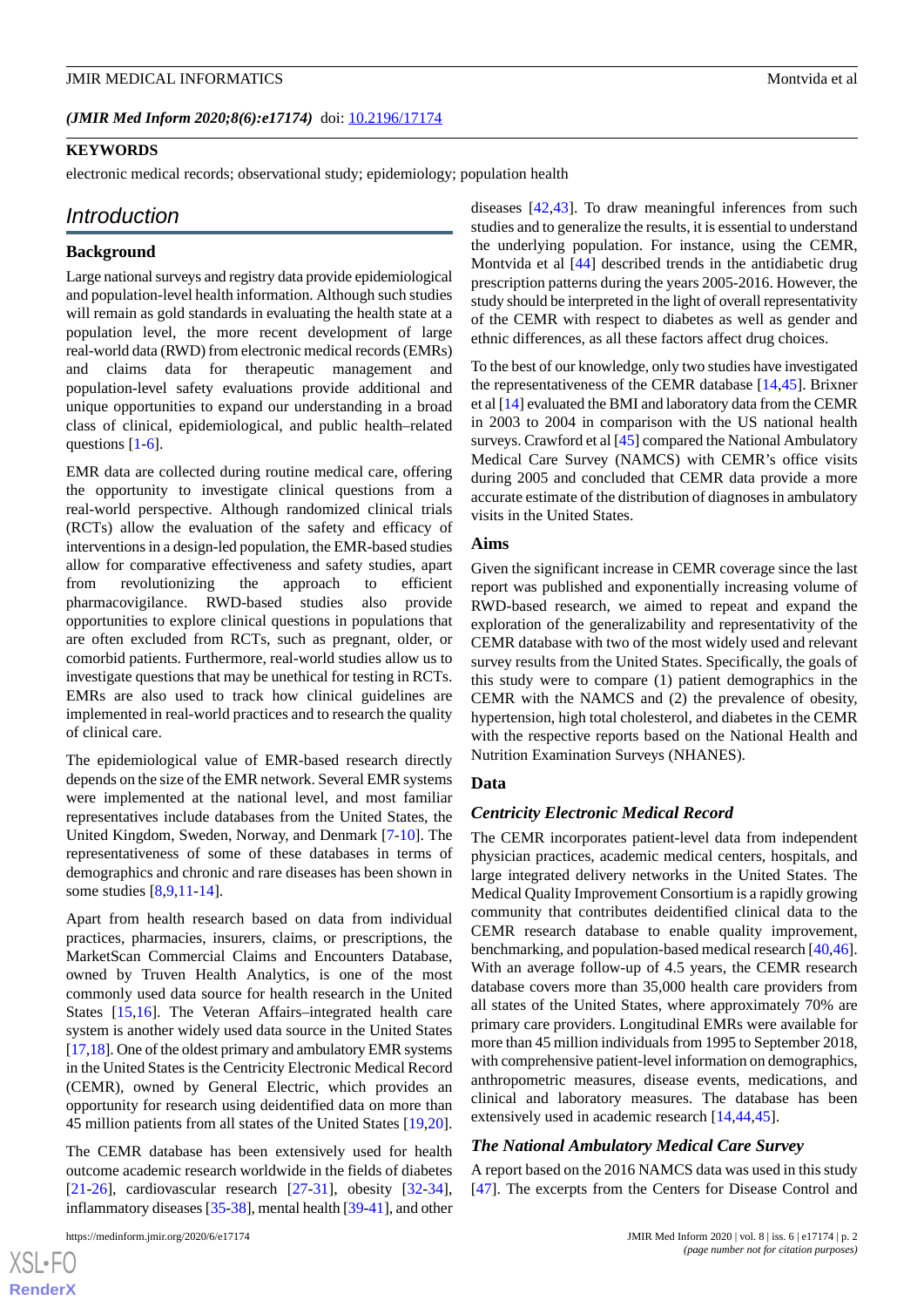(JMIR Med Inform 2020;8(6):e17174) doi: 10.2196/17174

**KEYWORDS**

electronic medical records; observational study; epidemiology; population health

## Introduction

### Background

Large national surveys and registry data provide epidemiological and population-level health information. Although such studies will remain as gold standards in evaluating the health state at a population level, the more recent development of large real-world data (RWD) from electronic medical records (EMRs) and claims data for therapeutic management and population-level safety evaluations provide additional and unique opportunities to expand our understanding in a broad class of clinical, epidemiological, and public health–related questions [1-6].

EMR data are collected during routine medical care, offering the opportunity to investigate clinical questions from a real-world perspective. Although randomized clinical trials (RCTs) allow the evaluation of the safety and efficacy of interventions in a design-led population, the EMR-based studies allow for comparative effectiveness and safety studies, apart from revolutionizing the approach to efficient pharmacovigilance. RWD-based studies also provide opportunities to explore clinical questions in populations that are often excluded from RCTs, such as pregnant, older, or comorbid patients. Furthermore, real-world studies allow us to investigate questions that may be unethical for testing in RCTs. EMRs are also used to track how clinical guidelines are implemented in real-world practices and to research the quality of clinical care.

The epidemiological value of EMR-based research directly depends on the size of the EMR network. Several EMR systems were implemented at the national level, and most familiar representatives include databases from the United States, the United Kingdom, Sweden, Norway, and Denmark [7-10]. The representativeness of some of these databases in terms of demographics and chronic and rare diseases has been shown in some studies [8,9,11-14].

Apart from health research based on data from individual practices, pharmacies, insurers, claims, or prescriptions, the MarketScan Commercial Claims and Encounters Database, owned by Truven Health Analytics, is one of the most commonly used data source for health research in the United States [15,16]. The Veteran Affairs–integrated health care system is another widely used data source in the United States [17,18]. One of the oldest primary and ambulatory EMR systems in the United States is the Centricity Electronic Medical Record (CEMR), owned by General Electric, which provides an opportunity for research using deidentified data on more than 45 million patients from all states of the United States [19,20].

The CEMR database has been extensively used for health outcome academic research worldwide in the fields of diabetes [21-26], cardiovascular research [27-31], obesity [32-34], inflammatory diseases [35-38], mental health [39-41], and other diseases [42,43]. To draw meaningful inferences from such studies and to generalize the results, it is essential to understand the underlying population. For instance, using the CEMR, Montvida et al [44] described trends in the antidiabetic drug prescription patterns during the years 2005-2016. However, the study should be interpreted in the light of overall representativity of the CEMR with respect to diabetes as well as gender and ethnic differences, as all these factors affect drug choices.

To the best of our knowledge, only two studies have investigated the representativeness of the CEMR database [14,45]. Brixner et al [14] evaluated the BMI and laboratory data from the CEMR in 2003 to 2004 in comparison with the US national health surveys. Crawford et al [45] compared the National Ambulatory Medical Care Survey (NAMCS) with CEMR's office visits during 2005 and concluded that CEMR data provide a more accurate estimate of the distribution of diagnoses in ambulatory visits in the United States.

### Aims

Given the significant increase in CEMR coverage since the last report was published and exponentially increasing volume of RWD-based research, we aimed to repeat and expand the exploration of the generalizability and representativity of the CEMR database with two of the most widely used and relevant survey results from the United States. Specifically, the goals of this study were to compare (1) patient demographics in the CEMR with the NAMCS and (2) the prevalence of obesity, hypertension, high total cholesterol, and diabetes in the CEMR with the respective reports based on the National Health and Nutrition Examination Surveys (NHANES).

### Data

#### *Centricity Electronic Medical Record*

The CEMR incorporates patient-level data from independent physician practices, academic medical centers, hospitals, and large integrated delivery networks in the United States. The Medical Quality Improvement Consortium is a rapidly growing community that contributes deidentified clinical data to the CEMR research database to enable quality improvement, benchmarking, and population-based medical research [40,46]. With an average follow-up of 4.5 years, the CEMR research database covers more than 35,000 health care providers from all states of the United States, where approximately 70% are primary care providers. Longitudinal EMRs were available for more than 45 million individuals from 1995 to September 2018, with comprehensive patient-level information on demographics, anthropometric measures, disease events, medications, and clinical and laboratory measures. The database has been extensively used in academic research [14,44,45].

#### *The National Ambulatory Medical Care Survey*

A report based on the 2016 NAMCS data was used in this study [47]. The excerpts from the Centers for Disease Control and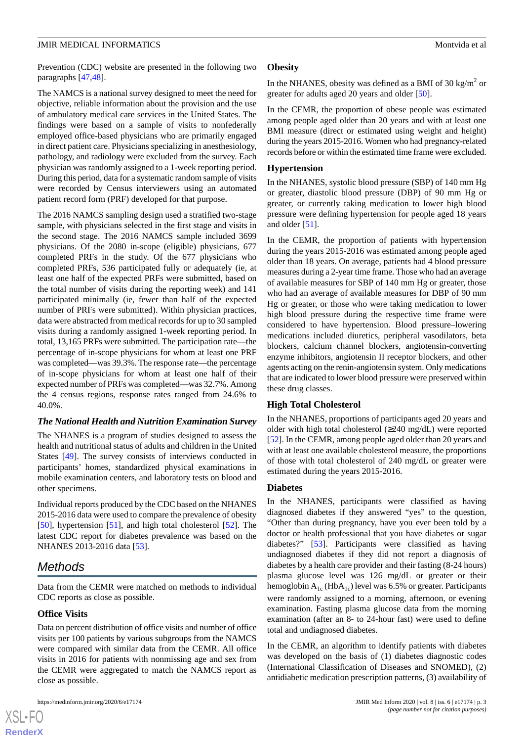Prevention (CDC) website are presented in the following two paragraphs [47,48].

The NAMCS is a national survey designed to meet the need for objective, reliable information about the provision and the use of ambulatory medical care services in the United States. The findings were based on a sample of visits to nonfederally employed office-based physicians who are primarily engaged in direct patient care. Physicians specializing in anesthesiology, pathology, and radiology were excluded from the survey. Each physician was randomly assigned to a 1-week reporting period. During this period, data for a systematic random sample of visits were recorded by Census interviewers using an automated patient record form (PRF) developed for that purpose.

The 2016 NAMCS sampling design used a stratified two-stage sample, with physicians selected in the first stage and visits in the second stage. The 2016 NAMCS sample included 3699 physicians. Of the 2080 in-scope (eligible) physicians, 677 completed PRFs in the study. Of the 677 physicians who completed PRFs, 536 participated fully or adequately (ie, at least one half of the expected PRFs were submitted, based on the total number of visits during the reporting week) and 141 participated minimally (ie, fewer than half of the expected number of PRFs were submitted). Within physician practices, data were abstracted from medical records for up to 30 sampled visits during a randomly assigned 1-week reporting period. In total, 13,165 PRFs were submitted. The participation rate—the percentage of in-scope physicians for whom at least one PRF was completed—was 39.3%. The response rate—the percentage of in-scope physicians for whom at least one half of their expected number of PRFs was completed—was 32.7%. Among the 4 census regions, response rates ranged from 24.6% to 40.0%.

### *The National Health and Nutrition Examination Survey*

The NHANES is a program of studies designed to assess the health and nutritional status of adults and children in the United States [49]. The survey consists of interviews conducted in participants' homes, standardized physical examinations in mobile examination centers, and laboratory tests on blood and other specimens.

Individual reports produced by the CDC based on the NHANES 2015-2016 data were used to compare the prevalence of obesity [50], hypertension [51], and high total cholesterol [52]. The latest CDC report for diabetes prevalence was based on the NHANES 2013-2016 data [53].

## Methods

Data from the CEMR were matched on methods to individual CDC reports as close as possible.

### Office Visits

Data on percent distribution of office visits and number of office visits per 100 patients by various subgroups from the NAMCS were compared with similar data from the CEMR. All office visits in 2016 for patients with nonmissing age and sex from the CEMR were aggregated to match the NAMCS report as close as possible.

### Obesity

In the NHANES, obesity was defined as a BMI of 30 kg/m$^2$ or greater for adults aged 20 years and older [50].

In the CEMR, the proportion of obese people was estimated among people aged older than 20 years and with at least one BMI measure (direct or estimated using weight and height) during the years 2015-2016. Women who had pregnancy-related records before or within the estimated time frame were excluded.

### Hypertension

In the NHANES, systolic blood pressure (SBP) of 140 mm Hg or greater, diastolic blood pressure (DBP) of 90 mm Hg or greater, or currently taking medication to lower high blood pressure were defining hypertension for people aged 18 years and older [51].

In the CEMR, the proportion of patients with hypertension during the years 2015-2016 was estimated among people aged older than 18 years. On average, patients had 4 blood pressure measures during a 2-year time frame. Those who had an average of available measures for SBP of 140 mm Hg or greater, those who had an average of available measures for DBP of 90 mm Hg or greater, or those who were taking medication to lower high blood pressure during the respective time frame were considered to have hypertension. Blood pressure–lowering medications included diuretics, peripheral vasodilators, beta blockers, calcium channel blockers, angiotensin-converting enzyme inhibitors, angiotensin II receptor blockers, and other agents acting on the renin-angiotensin system. Only medications that are indicated to lower blood pressure were preserved within these drug classes.

### High Total Cholesterol

In the NHANES, proportions of participants aged 20 years and older with high total cholesterol (≥240 mg/dL) were reported [52]. In the CEMR, among people aged older than 20 years and with at least one available cholesterol measure, the proportions of those with total cholesterol of 240 mg/dL or greater were estimated during the years 2015-2016.

### Diabetes

In the NHANES, participants were classified as having diagnosed diabetes if they answered "yes" to the question, "Other than during pregnancy, have you ever been told by a doctor or health professional that you have diabetes or sugar diabetes?" [53]. Participants were classified as having undiagnosed diabetes if they did not report a diagnosis of diabetes by a health care provider and their fasting (8-24 hours) plasma glucose level was 126 mg/dL or greater or their hemoglobin $A_{1c}$ ($HbA_{1c}$) level was 6.5% or greater. Participants were randomly assigned to a morning, afternoon, or evening examination. Fasting plasma glucose data from the morning examination (after an 8- to 24-hour fast) were used to define total and undiagnosed diabetes.

In the CEMR, an algorithm to identify patients with diabetes was developed on the basis of (1) diabetes diagnostic codes (International Classification of Diseases and SNOMED), (2) antidiabetic medication prescription patterns, (3) availability of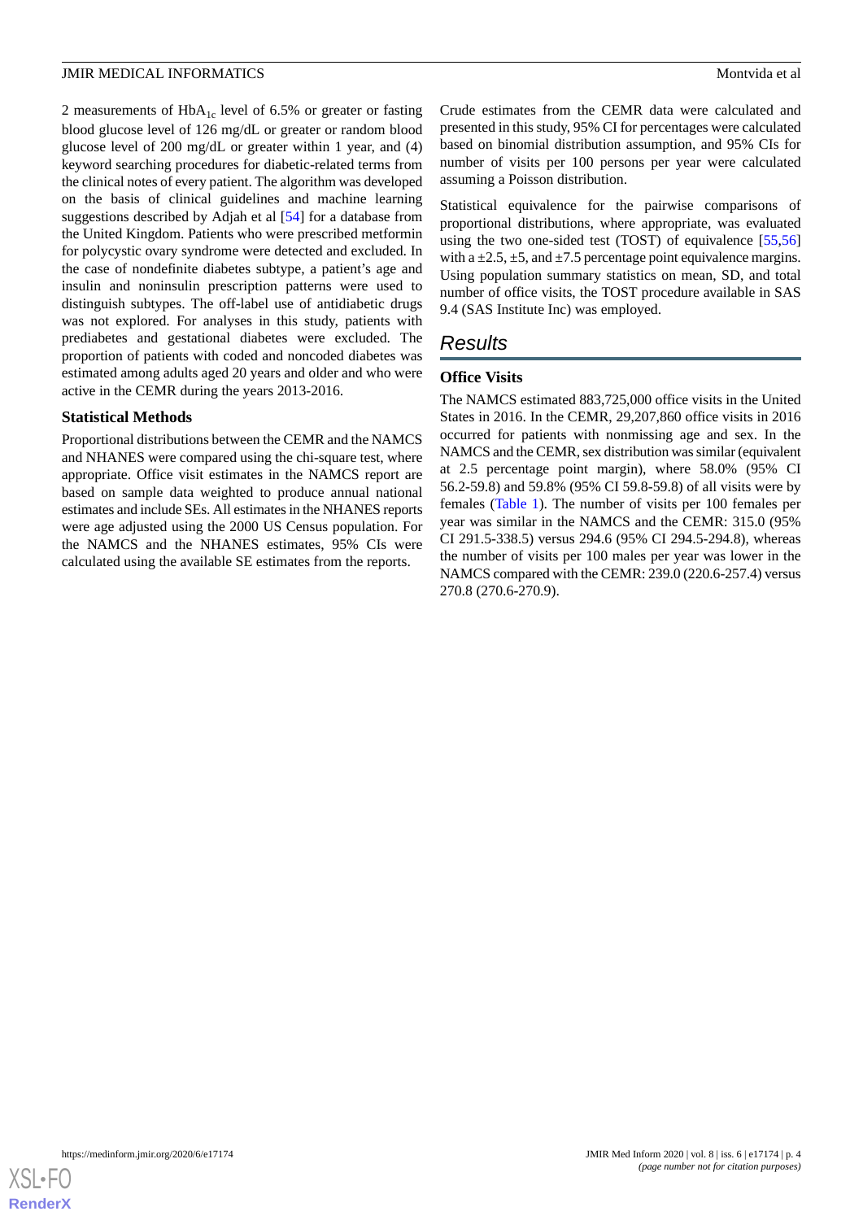2 measurements of $HbA_{1c}$ level of 6.5% or greater or fasting blood glucose level of 126 mg/dL or greater or random blood glucose level of 200 mg/dL or greater within 1 year, and (4) keyword searching procedures for diabetic-related terms from the clinical notes of every patient. The algorithm was developed on the basis of clinical guidelines and machine learning suggestions described by Adjah et al [54] for a database from the United Kingdom. Patients who were prescribed metformin for polycystic ovary syndrome were detected and excluded. In the case of nondefinite diabetes subtype, a patient's age and insulin and noninsulin prescription patterns were used to distinguish subtypes. The off-label use of antidiabetic drugs was not explored. For analyses in this study, patients with prediabetes and gestational diabetes were excluded. The proportion of patients with coded and noncoded diabetes was estimated among adults aged 20 years and older and who were active in the CEMR during the years 2013-2016.

### Statistical Methods

Proportional distributions between the CEMR and the NAMCS and NHANES were compared using the chi-square test, where appropriate. Office visit estimates in the NAMCS report are based on sample data weighted to produce annual national estimates and include SEs. All estimates in the NHANES reports were age adjusted using the 2000 US Census population. For the NAMCS and the NHANES estimates, 95% CIs were calculated using the available SE estimates from the reports.

Crude estimates from the CEMR data were calculated and presented in this study, 95% CI for percentages were calculated based on binomial distribution assumption, and 95% CIs for number of visits per 100 persons per year were calculated assuming a Poisson distribution.

Statistical equivalence for the pairwise comparisons of proportional distributions, where appropriate, was evaluated using the two one-sided test (TOST) of equivalence [55,56] with a ±2.5, ±5, and ±7.5 percentage point equivalence margins. Using population summary statistics on mean, SD, and total number of office visits, the TOST procedure available in SAS 9.4 (SAS Institute Inc) was employed.

## Results

### Office Visits

The NAMCS estimated 883,725,000 office visits in the United States in 2016. In the CEMR, 29,207,860 office visits in 2016 occurred for patients with nonmissing age and sex. In the NAMCS and the CEMR, sex distribution was similar (equivalent at 2.5 percentage point margin), where 58.0% (95% CI 56.2-59.8) and 59.8% (95% CI 59.8-59.8) of all visits were by females (Table 1). The number of visits per 100 females per year was similar in the NAMCS and the CEMR: 315.0 (95% CI 291.5-338.5) versus 294.6 (95% CI 294.5-294.8), whereas the number of visits per 100 males per year was lower in the NAMCS compared with the CEMR: 239.0 (220.6-257.4) versus 270.8 (270.6-270.9).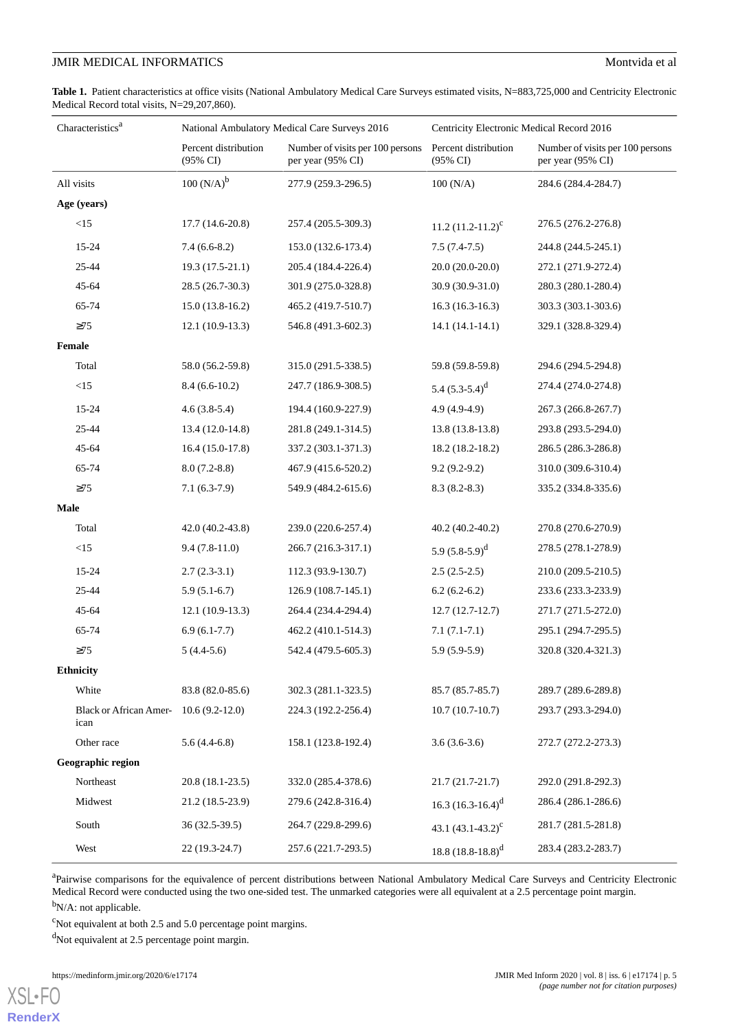**Table 1.** Patient characteristics at office visits (National Ambulatory Medical Care Surveys estimated visits, N=883,725,000 and Centricity Electronic Medical Record total visits, N=29,207,860).

| Characteristics[a] | National Ambulatory Medical Care Surveys 2016 | | Centricity Electronic Medical Record 2016 | |
|---|---|---|---|---|
| | Percent distribution (95% CI) | Number of visits per 100 persons per year (95% CI) | Percent distribution (95% CI) | Number of visits per 100 persons per year (95% CI) |
| All visits | 100 (N/A)[b] | 277.9 (259.3-296.5) | 100 (N/A) | 284.6 (284.4-284.7) |
| **Age (years)** | | | | |
| <15 | 17.7 (14.6-20.8) | 257.4 (205.5-309.3) | 11.2 (11.2-11.2)[c] | 276.5 (276.2-276.8) |
| 15-24 | 7.4 (6.6-8.2) | 153.0 (132.6-173.4) | 7.5 (7.4-7.5) | 244.8 (244.5-245.1) |
| 25-44 | 19.3 (17.5-21.1) | 205.4 (184.4-226.4) | 20.0 (20.0-20.0) | 272.1 (271.9-272.4) |
| 45-64 | 28.5 (26.7-30.3) | 301.9 (275.0-328.8) | 30.9 (30.9-31.0) | 280.3 (280.1-280.4) |
| 65-74 | 15.0 (13.8-16.2) | 465.2 (419.7-510.7) | 16.3 (16.3-16.3) | 303.3 (303.1-303.6) |
| ≥75 | 12.1 (10.9-13.3) | 546.8 (491.3-602.3) | 14.1 (14.1-14.1) | 329.1 (328.8-329.4) |
| **Female** | | | | |
| Total | 58.0 (56.2-59.8) | 315.0 (291.5-338.5) | 59.8 (59.8-59.8) | 294.6 (294.5-294.8) |
| <15 | 8.4 (6.6-10.2) | 247.7 (186.9-308.5) | 5.4 (5.3-5.4)[d] | 274.4 (274.0-274.8) |
| 15-24 | 4.6 (3.8-5.4) | 194.4 (160.9-227.9) | 4.9 (4.9-4.9) | 267.3 (266.8-267.7) |
| 25-44 | 13.4 (12.0-14.8) | 281.8 (249.1-314.5) | 13.8 (13.8-13.8) | 293.8 (293.5-294.0) |
| 45-64 | 16.4 (15.0-17.8) | 337.2 (303.1-371.3) | 18.2 (18.2-18.2) | 286.5 (286.3-286.8) |
| 65-74 | 8.0 (7.2-8.8) | 467.9 (415.6-520.2) | 9.2 (9.2-9.2) | 310.0 (309.6-310.4) |
| ≥75 | 7.1 (6.3-7.9) | 549.9 (484.2-615.6) | 8.3 (8.2-8.3) | 335.2 (334.8-335.6) |
| **Male** | | | | |
| Total | 42.0 (40.2-43.8) | 239.0 (220.6-257.4) | 40.2 (40.2-40.2) | 270.8 (270.6-270.9) |
| <15 | 9.4 (7.8-11.0) | 266.7 (216.3-317.1) | 5.9 (5.8-5.9)[d] | 278.5 (278.1-278.9) |
| 15-24 | 2.7 (2.3-3.1) | 112.3 (93.9-130.7) | 2.5 (2.5-2.5) | 210.0 (209.5-210.5) |
| 25-44 | 5.9 (5.1-6.7) | 126.9 (108.7-145.1) | 6.2 (6.2-6.2) | 233.6 (233.3-233.9) |
| 45-64 | 12.1 (10.9-13.3) | 264.4 (234.4-294.4) | 12.7 (12.7-12.7) | 271.7 (271.5-272.0) |
| 65-74 | 6.9 (6.1-7.7) | 462.2 (410.1-514.3) | 7.1 (7.1-7.1) | 295.1 (294.7-295.5) |
| ≥75 | 5 (4.4-5.6) | 542.4 (479.5-605.3) | 5.9 (5.9-5.9) | 320.8 (320.4-321.3) |
| **Ethnicity** | | | | |
| White | 83.8 (82.0-85.6) | 302.3 (281.1-323.5) | 85.7 (85.7-85.7) | 289.7 (289.6-289.8) |
| Black or African American | 10.6 (9.2-12.0) | 224.3 (192.2-256.4) | 10.7 (10.7-10.7) | 293.7 (293.3-294.0) |
| Other race | 5.6 (4.4-6.8) | 158.1 (123.8-192.4) | 3.6 (3.6-3.6) | 272.7 (272.2-273.3) |
| **Geographic region** | | | | |
| Northeast | 20.8 (18.1-23.5) | 332.0 (285.4-378.6) | 21.7 (21.7-21.7) | 292.0 (291.8-292.3) |
| Midwest | 21.2 (18.5-23.9) | 279.6 (242.8-316.4) | 16.3 (16.3-16.4)[d] | 286.4 (286.1-286.6) |
| South | 36 (32.5-39.5) | 264.7 (229.8-299.6) | 43.1 (43.1-43.2)[c] | 281.7 (281.5-281.8) |
| West | 22 (19.3-24.7) | 257.6 (221.7-293.5) | 18.8 (18.8-18.8)[d] | 283.4 (283.2-283.7) |

[a]Pairwise comparisons for the equivalence of percent distributions between National Ambulatory Medical Care Surveys and Centricity Electronic Medical Record were conducted using the two one-sided test. The unmarked categories were all equivalent at a 2.5 percentage point margin.

[b]N/A: not applicable.

[c]Not equivalent at both 2.5 and 5.0 percentage point margins.

[d]Not equivalent at 2.5 percentage point margin.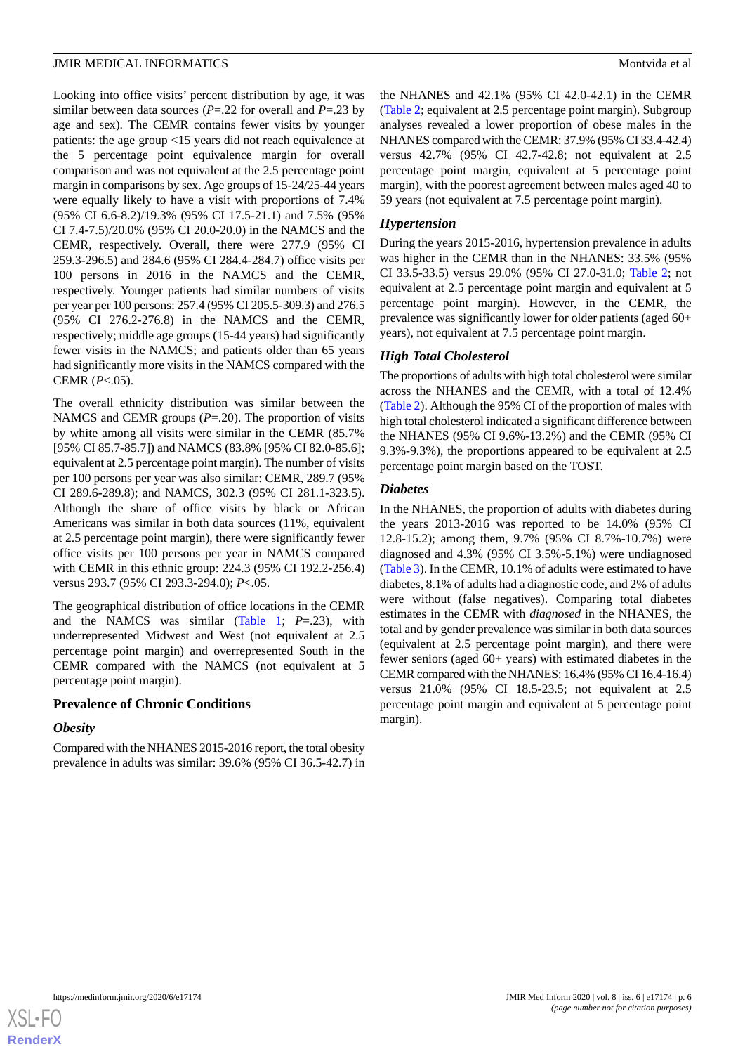Looking into office visits' percent distribution by age, it was similar between data sources (*P*=.22 for overall and *P*=.23 by age and sex). The CEMR contains fewer visits by younger patients: the age group <15 years did not reach equivalence at the 5 percentage point equivalence margin for overall comparison and was not equivalent at the 2.5 percentage point margin in comparisons by sex. Age groups of 15-24/25-44 years were equally likely to have a visit with proportions of 7.4% (95% CI 6.6-8.2)/19.3% (95% CI 17.5-21.1) and 7.5% (95% CI 7.4-7.5)/20.0% (95% CI 20.0-20.0) in the NAMCS and the CEMR, respectively. Overall, there were 277.9 (95% CI 259.3-296.5) and 284.6 (95% CI 284.4-284.7) office visits per 100 persons in 2016 in the NAMCS and the CEMR, respectively. Younger patients had similar numbers of visits per year per 100 persons: 257.4 (95% CI 205.5-309.3) and 276.5 (95% CI 276.2-276.8) in the NAMCS and the CEMR, respectively; middle age groups (15-44 years) had significantly fewer visits in the NAMCS; and patients older than 65 years had significantly more visits in the NAMCS compared with the CEMR (*P*<.05).

The overall ethnicity distribution was similar between the NAMCS and CEMR groups (*P*=.20). The proportion of visits by white among all visits were similar in the CEMR (85.7% [95% CI 85.7-85.7]) and NAMCS (83.8% [95% CI 82.0-85.6]; equivalent at 2.5 percentage point margin). The number of visits per 100 persons per year was also similar: CEMR, 289.7 (95% CI 289.6-289.8); and NAMCS, 302.3 (95% CI 281.1-323.5). Although the share of office visits by black or African Americans was similar in both data sources (11%, equivalent at 2.5 percentage point margin), there were significantly fewer office visits per 100 persons per year in NAMCS compared with CEMR in this ethnic group: 224.3 (95% CI 192.2-256.4) versus 293.7 (95% CI 293.3-294.0); *P*<.05.

The geographical distribution of office locations in the CEMR and the NAMCS was similar (Table 1; *P*=.23), with underrepresented Midwest and West (not equivalent at 2.5 percentage point margin) and overrepresented South in the CEMR compared with the NAMCS (not equivalent at 5 percentage point margin).

## Prevalence of Chronic Conditions

### *Obesity*

Compared with the NHANES 2015-2016 report, the total obesity prevalence in adults was similar: 39.6% (95% CI 36.5-42.7) in the NHANES and 42.1% (95% CI 42.0-42.1) in the CEMR (Table 2; equivalent at 2.5 percentage point margin). Subgroup analyses revealed a lower proportion of obese males in the NHANES compared with the CEMR: 37.9% (95% CI 33.4-42.4) versus 42.7% (95% CI 42.7-42.8; not equivalent at 2.5 percentage point margin, equivalent at 5 percentage point margin), with the poorest agreement between males aged 40 to 59 years (not equivalent at 7.5 percentage point margin).

### *Hypertension*

During the years 2015-2016, hypertension prevalence in adults was higher in the CEMR than in the NHANES: 33.5% (95% CI 33.5-33.5) versus 29.0% (95% CI 27.0-31.0; Table 2; not equivalent at 2.5 percentage point margin and equivalent at 5 percentage point margin). However, in the CEMR, the prevalence was significantly lower for older patients (aged 60+ years), not equivalent at 7.5 percentage point margin.

### *High Total Cholesterol*

The proportions of adults with high total cholesterol were similar across the NHANES and the CEMR, with a total of 12.4% (Table 2). Although the 95% CI of the proportion of males with high total cholesterol indicated a significant difference between the NHANES (95% CI 9.6%-13.2%) and the CEMR (95% CI 9.3%-9.3%), the proportions appeared to be equivalent at 2.5 percentage point margin based on the TOST.

### *Diabetes*

In the NHANES, the proportion of adults with diabetes during the years 2013-2016 was reported to be 14.0% (95% CI 12.8-15.2); among them, 9.7% (95% CI 8.7%-10.7%) were diagnosed and 4.3% (95% CI 3.5%-5.1%) were undiagnosed (Table 3). In the CEMR, 10.1% of adults were estimated to have diabetes, 8.1% of adults had a diagnostic code, and 2% of adults were without (false negatives). Comparing total diabetes estimates in the CEMR with *diagnosed* in the NHANES, the total and by gender prevalence was similar in both data sources (equivalent at 2.5 percentage point margin), and there were fewer seniors (aged 60+ years) with estimated diabetes in the CEMR compared with the NHANES: 16.4% (95% CI 16.4-16.4) versus 21.0% (95% CI 18.5-23.5; not equivalent at 2.5 percentage point margin and equivalent at 5 percentage point margin).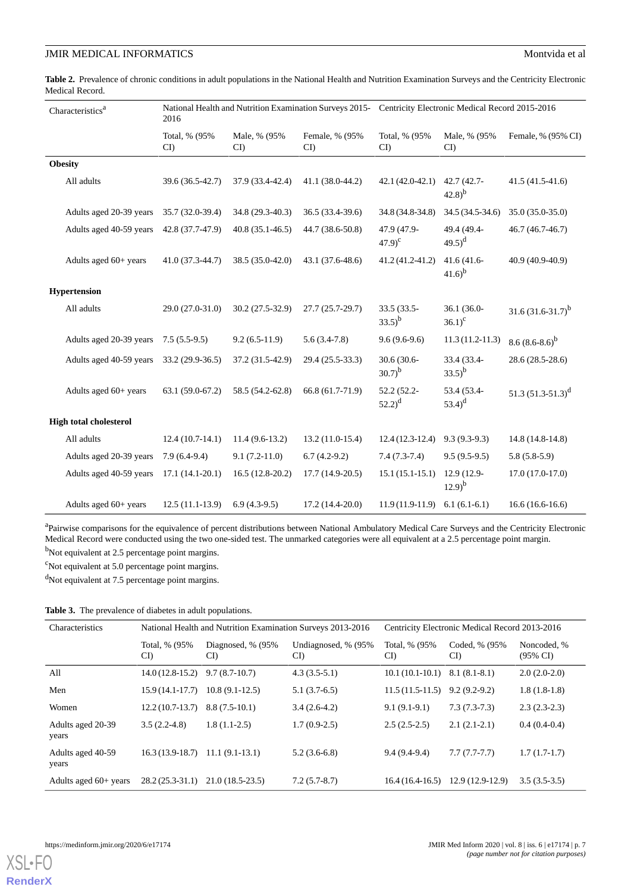**Table 2.** Prevalence of chronic conditions in adult populations in the National Health and Nutrition Examination Surveys and the Centricity Electronic Medical Record.

| Characteristics[a] | National Health and Nutrition Examination Surveys 2015-2016 | | | Centricity Electronic Medical Record 2015-2016 | | |
|---|---|---|---|---|---|---|
| | Total, % (95% CI) | Male, % (95% CI) | Female, % (95% CI) | Total, % (95% CI) | Male, % (95% CI) | Female, % (95% CI) |
| **Obesity** | | | | | | |
| All adults | 39.6 (36.5-42.7) | 37.9 (33.4-42.4) | 41.1 (38.0-44.2) | 42.1 (42.0-42.1) | 42.7 (42.7-42.8)[b] | 41.5 (41.5-41.6) |
| Adults aged 20-39 years | 35.7 (32.0-39.4) | 34.8 (29.3-40.3) | 36.5 (33.4-39.6) | 34.8 (34.8-34.8) | 34.5 (34.5-34.6) | 35.0 (35.0-35.0) |
| Adults aged 40-59 years | 42.8 (37.7-47.9) | 40.8 (35.1-46.5) | 44.7 (38.6-50.8) | 47.9 (47.9-47.9)[c] | 49.4 (49.4-49.5)[d] | 46.7 (46.7-46.7) |
| Adults aged 60+ years | 41.0 (37.3-44.7) | 38.5 (35.0-42.0) | 43.1 (37.6-48.6) | 41.2 (41.2-41.2) | 41.6 (41.6-41.6)[b] | 40.9 (40.9-40.9) |
| **Hypertension** | | | | | | |
| All adults | 29.0 (27.0-31.0) | 30.2 (27.5-32.9) | 27.7 (25.7-29.7) | 33.5 (33.5-33.5)[b] | 36.1 (36.0-36.1)[c] | 31.6 (31.6-31.7)[b] |
| Adults aged 20-39 years | 7.5 (5.5-9.5) | 9.2 (6.5-11.9) | 5.6 (3.4-7.8) | 9.6 (9.6-9.6) | 11.3 (11.2-11.3) | 8.6 (8.6-8.6)[b] |
| Adults aged 40-59 years | 33.2 (29.9-36.5) | 37.2 (31.5-42.9) | 29.4 (25.5-33.3) | 30.6 (30.6-30.7)[b] | 33.4 (33.4-33.5)[b] | 28.6 (28.5-28.6) |
| Adults aged 60+ years | 63.1 (59.0-67.2) | 58.5 (54.2-62.8) | 66.8 (61.7-71.9) | 52.2 (52.2-52.2)[d] | 53.4 (53.4-53.4)[d] | 51.3 (51.3-51.3)[d] |
| **High total cholesterol** | | | | | | |
| All adults | 12.4 (10.7-14.1) | 11.4 (9.6-13.2) | 13.2 (11.0-15.4) | 12.4 (12.3-12.4) | 9.3 (9.3-9.3) | 14.8 (14.8-14.8) |
| Adults aged 20-39 years | 7.9 (6.4-9.4) | 9.1 (7.2-11.0) | 6.7 (4.2-9.2) | 7.4 (7.3-7.4) | 9.5 (9.5-9.5) | 5.8 (5.8-5.9) |
| Adults aged 40-59 years | 17.1 (14.1-20.1) | 16.5 (12.8-20.2) | 17.7 (14.9-20.5) | 15.1 (15.1-15.1) | 12.9 (12.9-12.9)[b] | 17.0 (17.0-17.0) |
| Adults aged 60+ years | 12.5 (11.1-13.9) | 6.9 (4.3-9.5) | 17.2 (14.4-20.0) | 11.9 (11.9-11.9) | 6.1 (6.1-6.1) | 16.6 (16.6-16.6) |

[a]Pairwise comparisons for the equivalence of percent distributions between National Ambulatory Medical Care Surveys and the Centricity Electronic Medical Record were conducted using the two one-sided test. The unmarked categories were all equivalent at a 2.5 percentage point margin.

[b]Not equivalent at 2.5 percentage point margins.

[c]Not equivalent at 5.0 percentage point margins.

[d]Not equivalent at 7.5 percentage point margins.

**Table 3.** The prevalence of diabetes in adult populations.

| Characteristics | National Health and Nutrition Examination Surveys 2013-2016 | | | Centricity Electronic Medical Record 2013-2016 | | |
|---|---|---|---|---|---|---|
| | Total, % (95% CI) | Diagnosed, % (95% CI) | Undiagnosed, % (95% CI) | Total, % (95% CI) | Coded, % (95% CI) | Noncoded, % (95% CI) |
| All | 14.0 (12.8-15.2) | 9.7 (8.7-10.7) | 4.3 (3.5-5.1) | 10.1 (10.1-10.1) | 8.1 (8.1-8.1) | 2.0 (2.0-2.0) |
| Men | 15.9 (14.1-17.7) | 10.8 (9.1-12.5) | 5.1 (3.7-6.5) | 11.5 (11.5-11.5) | 9.2 (9.2-9.2) | 1.8 (1.8-1.8) |
| Women | 12.2 (10.7-13.7) | 8.8 (7.5-10.1) | 3.4 (2.6-4.2) | 9.1 (9.1-9.1) | 7.3 (7.3-7.3) | 2.3 (2.3-2.3) |
| Adults aged 20-39 years | 3.5 (2.2-4.8) | 1.8 (1.1-2.5) | 1.7 (0.9-2.5) | 2.5 (2.5-2.5) | 2.1 (2.1-2.1) | 0.4 (0.4-0.4) |
| Adults aged 40-59 years | 16.3 (13.9-18.7) | 11.1 (9.1-13.1) | 5.2 (3.6-6.8) | 9.4 (9.4-9.4) | 7.7 (7.7-7.7) | 1.7 (1.7-1.7) |
| Adults aged 60+ years | 28.2 (25.3-31.1) | 21.0 (18.5-23.5) | 7.2 (5.7-8.7) | 16.4 (16.4-16.5) | 12.9 (12.9-12.9) | 3.5 (3.5-3.5) |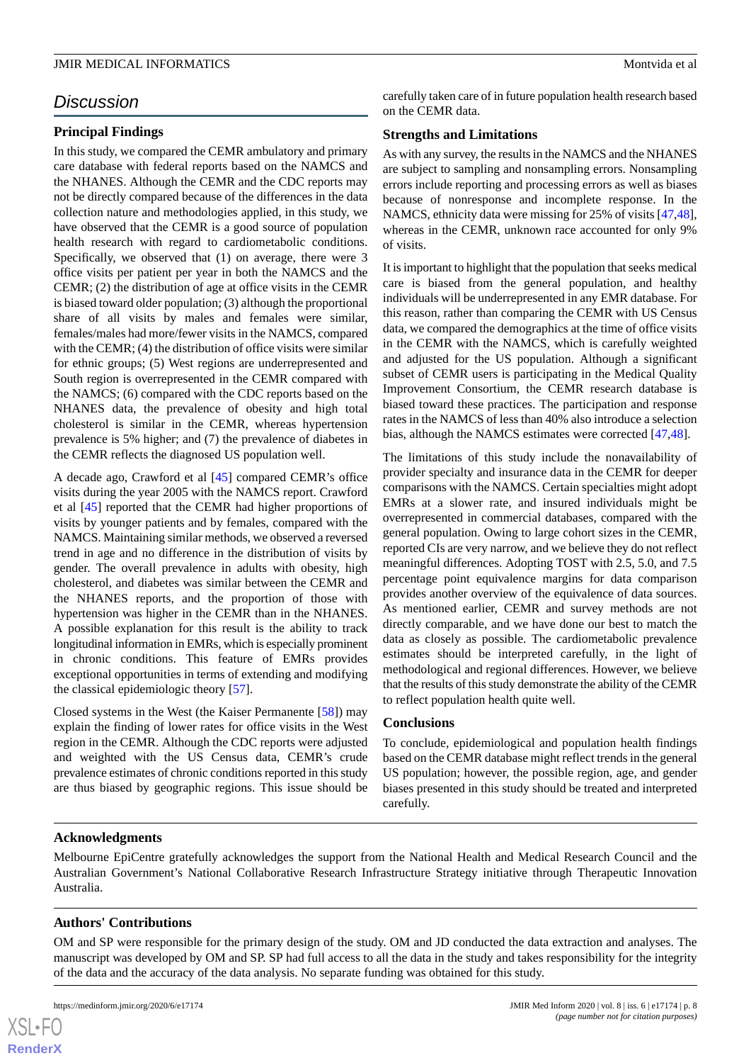## Discussion

### Principal Findings

In this study, we compared the CEMR ambulatory and primary care database with federal reports based on the NAMCS and the NHANES. Although the CEMR and the CDC reports may not be directly compared because of the differences in the data collection nature and methodologies applied, in this study, we have observed that the CEMR is a good source of population health research with regard to cardiometabolic conditions. Specifically, we observed that (1) on average, there were 3 office visits per patient per year in both the NAMCS and the CEMR; (2) the distribution of age at office visits in the CEMR is biased toward older population; (3) although the proportional share of all visits by males and females were similar, females/males had more/fewer visits in the NAMCS, compared with the CEMR; (4) the distribution of office visits were similar for ethnic groups; (5) West regions are underrepresented and South region is overrepresented in the CEMR compared with the NAMCS; (6) compared with the CDC reports based on the NHANES data, the prevalence of obesity and high total cholesterol is similar in the CEMR, whereas hypertension prevalence is 5% higher; and (7) the prevalence of diabetes in the CEMR reflects the diagnosed US population well.

A decade ago, Crawford et al [45] compared CEMR's office visits during the year 2005 with the NAMCS report. Crawford et al [45] reported that the CEMR had higher proportions of visits by younger patients and by females, compared with the NAMCS. Maintaining similar methods, we observed a reversed trend in age and no difference in the distribution of visits by gender. The overall prevalence in adults with obesity, high cholesterol, and diabetes was similar between the CEMR and the NHANES reports, and the proportion of those with hypertension was higher in the CEMR than in the NHANES. A possible explanation for this result is the ability to track longitudinal information in EMRs, which is especially prominent in chronic conditions. This feature of EMRs provides exceptional opportunities in terms of extending and modifying the classical epidemiologic theory [57].

Closed systems in the West (the Kaiser Permanente [58]) may explain the finding of lower rates for office visits in the West region in the CEMR. Although the CDC reports were adjusted and weighted with the US Census data, CEMR's crude prevalence estimates of chronic conditions reported in this study are thus biased by geographic regions. This issue should be carefully taken care of in future population health research based on the CEMR data.

### Strengths and Limitations

As with any survey, the results in the NAMCS and the NHANES are subject to sampling and nonsampling errors. Nonsampling errors include reporting and processing errors as well as biases because of nonresponse and incomplete response. In the NAMCS, ethnicity data were missing for 25% of visits [47,48], whereas in the CEMR, unknown race accounted for only 9% of visits.

It is important to highlight that the population that seeks medical care is biased from the general population, and healthy individuals will be underrepresented in any EMR database. For this reason, rather than comparing the CEMR with US Census data, we compared the demographics at the time of office visits in the CEMR with the NAMCS, which is carefully weighted and adjusted for the US population. Although a significant subset of CEMR users is participating in the Medical Quality Improvement Consortium, the CEMR research database is biased toward these practices. The participation and response rates in the NAMCS of less than 40% also introduce a selection bias, although the NAMCS estimates were corrected [47,48].

The limitations of this study include the nonavailability of provider specialty and insurance data in the CEMR for deeper comparisons with the NAMCS. Certain specialties might adopt EMRs at a slower rate, and insured individuals might be overrepresented in commercial databases, compared with the general population. Owing to large cohort sizes in the CEMR, reported CIs are very narrow, and we believe they do not reflect meaningful differences. Adopting TOST with 2.5, 5.0, and 7.5 percentage point equivalence margins for data comparison provides another overview of the equivalence of data sources. As mentioned earlier, CEMR and survey methods are not directly comparable, and we have done our best to match the data as closely as possible. The cardiometabolic prevalence estimates should be interpreted carefully, in the light of methodological and regional differences. However, we believe that the results of this study demonstrate the ability of the CEMR to reflect population health quite well.

### Conclusions

To conclude, epidemiological and population health findings based on the CEMR database might reflect trends in the general US population; however, the possible region, age, and gender biases presented in this study should be treated and interpreted carefully.

## Acknowledgments

Melbourne EpiCentre gratefully acknowledges the support from the National Health and Medical Research Council and the Australian Government's National Collaborative Research Infrastructure Strategy initiative through Therapeutic Innovation Australia.

## Authors' Contributions

OM and SP were responsible for the primary design of the study. OM and JD conducted the data extraction and analyses. The manuscript was developed by OM and SP. SP had full access to all the data in the study and takes responsibility for the integrity of the data and the accuracy of the data analysis. No separate funding was obtained for this study.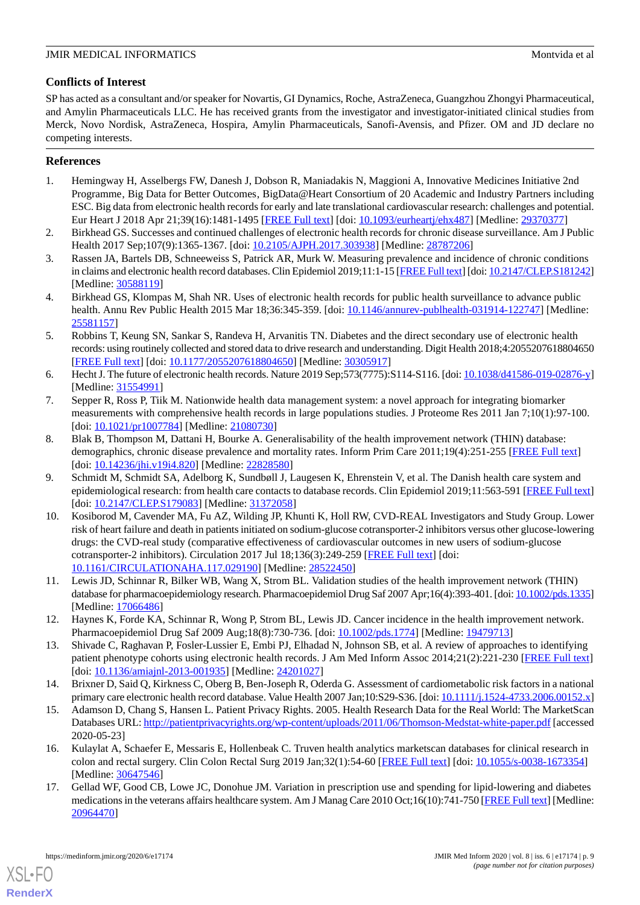## Conflicts of Interest

SP has acted as a consultant and/or speaker for Novartis, GI Dynamics, Roche, AstraZeneca, Guangzhou Zhongyi Pharmaceutical, and Amylin Pharmaceuticals LLC. He has received grants from the investigator and investigator-initiated clinical studies from Merck, Novo Nordisk, AstraZeneca, Hospira, Amylin Pharmaceuticals, Sanofi-Avensis, and Pfizer. OM and JD declare no competing interests.

## References

1. Hemingway H, Asselbergs FW, Danesh J, Dobson R, Maniadakis N, Maggioni A, Innovative Medicines Initiative 2nd Programme, Big Data for Better Outcomes, BigData@Heart Consortium of 20 Academic and Industry Partners including ESC. Big data from electronic health records for early and late translational cardiovascular research: challenges and potential. Eur Heart J 2018 Apr 21;39(16):1481-1495 [FREE Full text] [doi: 10.1093/eurheartj/ehx487] [Medline: 29370377]
2. Birkhead GS. Successes and continued challenges of electronic health records for chronic disease surveillance. Am J Public Health 2017 Sep;107(9):1365-1367. [doi: 10.2105/AJPH.2017.303938] [Medline: 28787206]
3. Rassen JA, Bartels DB, Schneeweiss S, Patrick AR, Murk W. Measuring prevalence and incidence of chronic conditions in claims and electronic health record databases. Clin Epidemiol 2019;11:1-15 [FREE Full text] [doi: 10.2147/CLEP.S181242] [Medline: 30588119]
4. Birkhead GS, Klompas M, Shah NR. Uses of electronic health records for public health surveillance to advance public health. Annu Rev Public Health 2015 Mar 18;36:345-359. [doi: 10.1146/annurev-publhealth-031914-122747] [Medline: 25581157]
5. Robbins T, Keung SN, Sankar S, Randeva H, Arvanitis TN. Diabetes and the direct secondary use of electronic health records: using routinely collected and stored data to drive research and understanding. Digit Health 2018;4:2055207618804650 [FREE Full text] [doi: 10.1177/2055207618804650] [Medline: 30305917]
6. Hecht J. The future of electronic health records. Nature 2019 Sep;573(7775):S114-S116. [doi: 10.1038/d41586-019-02876-y] [Medline: 31554991]
7. Sepper R, Ross P, Tiik M. Nationwide health data management system: a novel approach for integrating biomarker measurements with comprehensive health records in large populations studies. J Proteome Res 2011 Jan 7;10(1):97-100. [doi: 10.1021/pr1007784] [Medline: 21080730]
8. Blak B, Thompson M, Dattani H, Bourke A. Generalisability of the health improvement network (THIN) database: demographics, chronic disease prevalence and mortality rates. Inform Prim Care 2011;19(4):251-255 [FREE Full text] [doi: 10.14236/jhi.v19i4.820] [Medline: 22828580]
9. Schmidt M, Schmidt SA, Adelborg K, Sundbøll J, Laugesen K, Ehrenstein V, et al. The Danish health care system and epidemiological research: from health care contacts to database records. Clin Epidemiol 2019;11:563-591 [FREE Full text] [doi: 10.2147/CLEP.S179083] [Medline: 31372058]
10. Kosiborod M, Cavender MA, Fu AZ, Wilding JP, Khunti K, Holl RW, CVD-REAL Investigators and Study Group. Lower risk of heart failure and death in patients initiated on sodium-glucose cotransporter-2 inhibitors versus other glucose-lowering drugs: the CVD-real study (comparative effectiveness of cardiovascular outcomes in new users of sodium-glucose cotransporter-2 inhibitors). Circulation 2017 Jul 18;136(3):249-259 [FREE Full text] [doi: 10.1161/CIRCULATIONAHA.117.029190] [Medline: 28522450]
11. Lewis JD, Schinnar R, Bilker WB, Wang X, Strom BL. Validation studies of the health improvement network (THIN) database for pharmacoepidemiology research. Pharmacoepidemiol Drug Saf 2007 Apr;16(4):393-401. [doi: 10.1002/pds.1335] [Medline: 17066486]
12. Haynes K, Forde KA, Schinnar R, Wong P, Strom BL, Lewis JD. Cancer incidence in the health improvement network. Pharmacoepidemiol Drug Saf 2009 Aug;18(8):730-736. [doi: 10.1002/pds.1774] [Medline: 19479713]
13. Shivade C, Raghavan P, Fosler-Lussier E, Embi PJ, Elhadad N, Johnson SB, et al. A review of approaches to identifying patient phenotype cohorts using electronic health records. J Am Med Inform Assoc 2014;21(2):221-230 [FREE Full text] [doi: 10.1136/amiajnl-2013-001935] [Medline: 24201027]
14. Brixner D, Said Q, Kirkness C, Oberg B, Ben-Joseph R, Oderda G. Assessment of cardiometabolic risk factors in a national primary care electronic health record database. Value Health 2007 Jan;10:S29-S36. [doi: 10.1111/j.1524-4733.2006.00152.x]
15. Adamson D, Chang S, Hansen L. Patient Privacy Rights. 2005. Health Research Data for the Real World: The MarketScan Databases URL: http://patientprivacyrights.org/wp-content/uploads/2011/06/Thomson-Medstat-white-paper.pdf [accessed 2020-05-23]
16. Kulaylat A, Schaefer E, Messaris E, Hollenbeak C. Truven health analytics marketscan databases for clinical research in colon and rectal surgery. Clin Colon Rectal Surg 2019 Jan;32(1):54-60 [FREE Full text] [doi: 10.1055/s-0038-1673354] [Medline: 30647546]
17. Gellad WF, Good CB, Lowe JC, Donohue JM. Variation in prescription use and spending for lipid-lowering and diabetes medications in the veterans affairs healthcare system. Am J Manag Care 2010 Oct;16(10):741-750 [FREE Full text] [Medline: 20964470]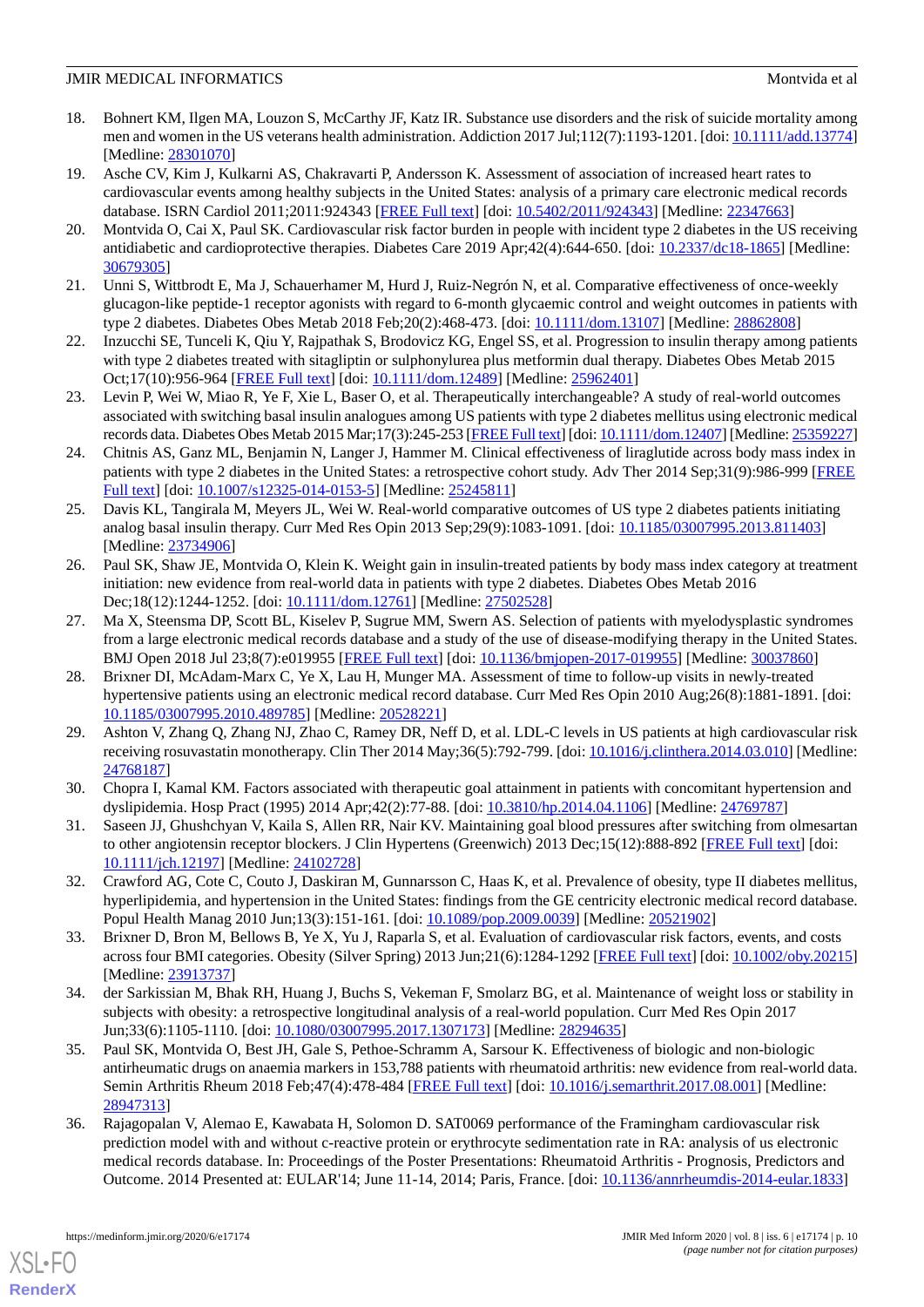18. Bohnert KM, Ilgen MA, Louzon S, McCarthy JF, Katz IR. Substance use disorders and the risk of suicide mortality among men and women in the US veterans health administration. Addiction 2017 Jul;112(7):1193-1201. [doi: 10.1111/add.13774] [Medline: 28301070]
19. Asche CV, Kim J, Kulkarni AS, Chakravarti P, Andersson K. Assessment of association of increased heart rates to cardiovascular events among healthy subjects in the United States: analysis of a primary care electronic medical records database. ISRN Cardiol 2011;2011:924343 [FREE Full text] [doi: 10.5402/2011/924343] [Medline: 22347663]
20. Montvida O, Cai X, Paul SK. Cardiovascular risk factor burden in people with incident type 2 diabetes in the US receiving antidiabetic and cardioprotective therapies. Diabetes Care 2019 Apr;42(4):644-650. [doi: 10.2337/dc18-1865] [Medline: 30679305]
21. Unni S, Wittbrodt E, Ma J, Schauerhamer M, Hurd J, Ruiz-Negrón N, et al. Comparative effectiveness of once-weekly glucagon-like peptide-1 receptor agonists with regard to 6-month glycaemic control and weight outcomes in patients with type 2 diabetes. Diabetes Obes Metab 2018 Feb;20(2):468-473. [doi: 10.1111/dom.13107] [Medline: 28862808]
22. Inzucchi SE, Tunceli K, Qiu Y, Rajpathak S, Brodovicz KG, Engel SS, et al. Progression to insulin therapy among patients with type 2 diabetes treated with sitagliptin or sulphonylurea plus metformin dual therapy. Diabetes Obes Metab 2015 Oct;17(10):956-964 [FREE Full text] [doi: 10.1111/dom.12489] [Medline: 25962401]
23. Levin P, Wei W, Miao R, Ye F, Xie L, Baser O, et al. Therapeutically interchangeable? A study of real-world outcomes associated with switching basal insulin analogues among US patients with type 2 diabetes mellitus using electronic medical records data. Diabetes Obes Metab 2015 Mar;17(3):245-253 [FREE Full text] [doi: 10.1111/dom.12407] [Medline: 25359227]
24. Chitnis AS, Ganz ML, Benjamin N, Langer J, Hammer M. Clinical effectiveness of liraglutide across body mass index in patients with type 2 diabetes in the United States: a retrospective cohort study. Adv Ther 2014 Sep;31(9):986-999 [FREE Full text] [doi: 10.1007/s12325-014-0153-5] [Medline: 25245811]
25. Davis KL, Tangirala M, Meyers JL, Wei W. Real-world comparative outcomes of US type 2 diabetes patients initiating analog basal insulin therapy. Curr Med Res Opin 2013 Sep;29(9):1083-1091. [doi: 10.1185/03007995.2013.811403] [Medline: 23734906]
26. Paul SK, Shaw JE, Montvida O, Klein K. Weight gain in insulin-treated patients by body mass index category at treatment initiation: new evidence from real-world data in patients with type 2 diabetes. Diabetes Obes Metab 2016 Dec;18(12):1244-1252. [doi: 10.1111/dom.12761] [Medline: 27502528]
27. Ma X, Steensma DP, Scott BL, Kiselev P, Sugrue MM, Swern AS. Selection of patients with myelodysplastic syndromes from a large electronic medical records database and a study of the use of disease-modifying therapy in the United States. BMJ Open 2018 Jul 23;8(7):e019955 [FREE Full text] [doi: 10.1136/bmjopen-2017-019955] [Medline: 30037860]
28. Brixner DI, McAdam-Marx C, Ye X, Lau H, Munger MA. Assessment of time to follow-up visits in newly-treated hypertensive patients using an electronic medical record database. Curr Med Res Opin 2010 Aug;26(8):1881-1891. [doi: 10.1185/03007995.2010.489785] [Medline: 20528221]
29. Ashton V, Zhang Q, Zhang NJ, Zhao C, Ramey DR, Neff D, et al. LDL-C levels in US patients at high cardiovascular risk receiving rosuvastatin monotherapy. Clin Ther 2014 May;36(5):792-799. [doi: 10.1016/j.clinthera.2014.03.010] [Medline: 24768187]
30. Chopra I, Kamal KM. Factors associated with therapeutic goal attainment in patients with concomitant hypertension and dyslipidemia. Hosp Pract (1995) 2014 Apr;42(2):77-88. [doi: 10.3810/hp.2014.04.1106] [Medline: 24769787]
31. Saseen JJ, Ghushchyan V, Kaila S, Allen RR, Nair KV. Maintaining goal blood pressures after switching from olmesartan to other angiotensin receptor blockers. J Clin Hypertens (Greenwich) 2013 Dec;15(12):888-892 [FREE Full text] [doi: 10.1111/jch.12197] [Medline: 24102728]
32. Crawford AG, Cote C, Couto J, Daskiran M, Gunnarsson C, Haas K, et al. Prevalence of obesity, type II diabetes mellitus, hyperlipidemia, and hypertension in the United States: findings from the GE centricity electronic medical record database. Popul Health Manag 2010 Jun;13(3):151-161. [doi: 10.1089/pop.2009.0039] [Medline: 20521902]
33. Brixner D, Bron M, Bellows B, Ye X, Yu J, Raparla S, et al. Evaluation of cardiovascular risk factors, events, and costs across four BMI categories. Obesity (Silver Spring) 2013 Jun;21(6):1284-1292 [FREE Full text] [doi: 10.1002/oby.20215] [Medline: 23913737]
34. der Sarkissian M, Bhak RH, Huang J, Buchs S, Vekeman F, Smolarz BG, et al. Maintenance of weight loss or stability in subjects with obesity: a retrospective longitudinal analysis of a real-world population. Curr Med Res Opin 2017 Jun;33(6):1105-1110. [doi: 10.1080/03007995.2017.1307173] [Medline: 28294635]
35. Paul SK, Montvida O, Best JH, Gale S, Pethoe-Schramm A, Sarsour K. Effectiveness of biologic and non-biologic antirheumatic drugs on anaemia markers in 153,788 patients with rheumatoid arthritis: new evidence from real-world data. Semin Arthritis Rheum 2018 Feb;47(4):478-484 [FREE Full text] [doi: 10.1016/j.semarthrit.2017.08.001] [Medline: 28947313]
36. Rajagopalan V, Alemao E, Kawabata H, Solomon D. SAT0069 performance of the Framingham cardiovascular risk prediction model with and without c-reactive protein or erythrocyte sedimentation rate in RA: analysis of us electronic medical records database. In: Proceedings of the Poster Presentations: Rheumatoid Arthritis - Prognosis, Predictors and Outcome. 2014 Presented at: EULAR'14; June 11-14, 2014; Paris, France. [doi: 10.1136/annrheumdis-2014-eular.1833]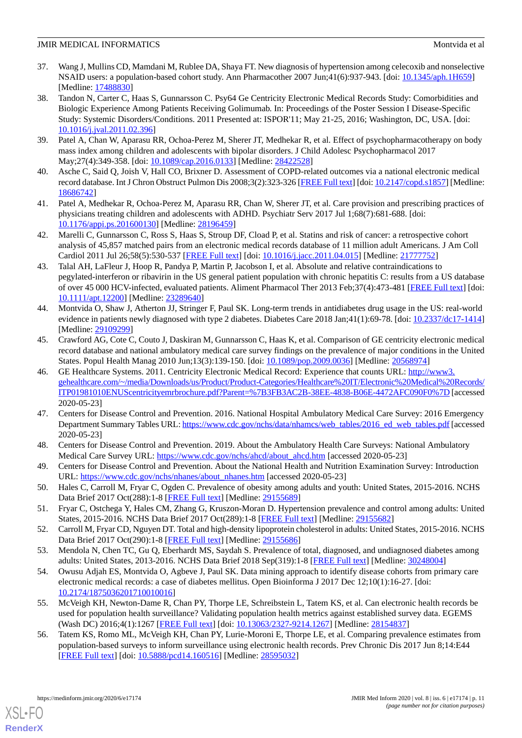37. Wang J, Mullins CD, Mamdani M, Rublee DA, Shaya FT. New diagnosis of hypertension among celecoxib and nonselective NSAID users: a population-based cohort study. Ann Pharmacother 2007 Jun;41(6):937-943. [doi: 10.1345/aph.1H659] [Medline: 17488830]
38. Tandon N, Carter C, Haas S, Gunnarsson C. Psy64 Ge Centricity Electronic Medical Records Study: Comorbidities and Biologic Experience Among Patients Receiving Golimumab. In: Proceedings of the Poster Session I Disease-Specific Study: Systemic Disorders/Conditions. 2011 Presented at: ISPOR'11; May 21-25, 2016; Washington, DC, USA. [doi: 10.1016/j.jval.2011.02.396]
39. Patel A, Chan W, Aparasu RR, Ochoa-Perez M, Sherer JT, Medhekar R, et al. Effect of psychopharmacotherapy on body mass index among children and adolescents with bipolar disorders. J Child Adolesc Psychopharmacol 2017 May;27(4):349-358. [doi: 10.1089/cap.2016.0133] [Medline: 28422528]
40. Asche C, Said Q, Joish V, Hall CO, Brixner D. Assessment of COPD-related outcomes via a national electronic medical record database. Int J Chron Obstruct Pulmon Dis 2008;3(2):323-326 [FREE Full text] [doi: 10.2147/copd.s1857] [Medline: 18686742]
41. Patel A, Medhekar R, Ochoa-Perez M, Aparasu RR, Chan W, Sherer JT, et al. Care provision and prescribing practices of physicians treating children and adolescents with ADHD. Psychiatr Serv 2017 Jul 1;68(7):681-688. [doi: 10.1176/appi.ps.201600130] [Medline: 28196459]
42. Marelli C, Gunnarsson C, Ross S, Haas S, Stroup DF, Cload P, et al. Statins and risk of cancer: a retrospective cohort analysis of 45,857 matched pairs from an electronic medical records database of 11 million adult Americans. J Am Coll Cardiol 2011 Jul 26;58(5):530-537 [FREE Full text] [doi: 10.1016/j.jacc.2011.04.015] [Medline: 21777752]
43. Talal AH, LaFleur J, Hoop R, Pandya P, Martin P, Jacobson I, et al. Absolute and relative contraindications to pegylated-interferon or ribavirin in the US general patient population with chronic hepatitis C: results from a US database of over 45 000 HCV-infected, evaluated patients. Aliment Pharmacol Ther 2013 Feb;37(4):473-481 [FREE Full text] [doi: 10.1111/apt.12200] [Medline: 23289640]
44. Montvida O, Shaw J, Atherton JJ, Stringer F, Paul SK. Long-term trends in antidiabetes drug usage in the US: real-world evidence in patients newly diagnosed with type 2 diabetes. Diabetes Care 2018 Jan;41(1):69-78. [doi: 10.2337/dc17-1414] [Medline: 29109299]
45. Crawford AG, Cote C, Couto J, Daskiran M, Gunnarsson C, Haas K, et al. Comparison of GE centricity electronic medical record database and national ambulatory medical care survey findings on the prevalence of major conditions in the United States. Popul Health Manag 2010 Jun;13(3):139-150. [doi: 10.1089/pop.2009.0036] [Medline: 20568974]
46. GE Healthcare Systems. 2011. Centricity Electronic Medical Record: Experience that counts URL: http://www3.gehealthcare.com/~/media/Downloads/us/Product/Product-Categories/Healthcare%20IT/Electronic%20Medical%20Records/ITP01981010ENUScentricityemrbrochure.pdf?Parent=%7B3FB3AC2B-38EE-4838-B06E-4472AFC090F0%7D [accessed 2020-05-23]
47. Centers for Disease Control and Prevention. 2016. National Hospital Ambulatory Medical Care Survey: 2016 Emergency Department Summary Tables URL: https://www.cdc.gov/nchs/data/nhamcs/web_tables/2016_ed_web_tables.pdf [accessed 2020-05-23]
48. Centers for Disease Control and Prevention. 2019. About the Ambulatory Health Care Surveys: National Ambulatory Medical Care Survey URL: https://www.cdc.gov/nchs/ahcd/about_ahcd.htm [accessed 2020-05-23]
49. Centers for Disease Control and Prevention. About the National Health and Nutrition Examination Survey: Introduction URL: https://www.cdc.gov/nchs/nhanes/about_nhanes.htm [accessed 2020-05-23]
50. Hales C, Carroll M, Fryar C, Ogden C. Prevalence of obesity among adults and youth: United States, 2015-2016. NCHS Data Brief 2017 Oct(288):1-8 [FREE Full text] [Medline: 29155689]
51. Fryar C, Ostchega Y, Hales CM, Zhang G, Kruszon-Moran D. Hypertension prevalence and control among adults: United States, 2015-2016. NCHS Data Brief 2017 Oct(289):1-8 [FREE Full text] [Medline: 29155682]
52. Carroll M, Fryar CD, Nguyen DT. Total and high-density lipoprotein cholesterol in adults: United States, 2015-2016. NCHS Data Brief 2017 Oct(290):1-8 [FREE Full text] [Medline: 29155686]
53. Mendola N, Chen TC, Gu Q, Eberhardt MS, Saydah S. Prevalence of total, diagnosed, and undiagnosed diabetes among adults: United States, 2013-2016. NCHS Data Brief 2018 Sep(319):1-8 [FREE Full text] [Medline: 30248004]
54. Owusu Adjah ES, Montvida O, Agbeve J, Paul SK. Data mining approach to identify disease cohorts from primary care electronic medical records: a case of diabetes mellitus. Open Bioinforma J 2017 Dec 12;10(1):16-27. [doi: 10.2174/1875036201710010016]
55. McVeigh KH, Newton-Dame R, Chan PY, Thorpe LE, Schreibstein L, Tatem KS, et al. Can electronic health records be used for population health surveillance? Validating population health metrics against established survey data. EGEMS (Wash DC) 2016;4(1):1267 [FREE Full text] [doi: 10.13063/2327-9214.1267] [Medline: 28154837]
56. Tatem KS, Romo ML, McVeigh KH, Chan PY, Lurie-Moroni E, Thorpe LE, et al. Comparing prevalence estimates from population-based surveys to inform surveillance using electronic health records. Prev Chronic Dis 2017 Jun 8;14:E44 [FREE Full text] [doi: 10.5888/pcd14.160516] [Medline: 28595032]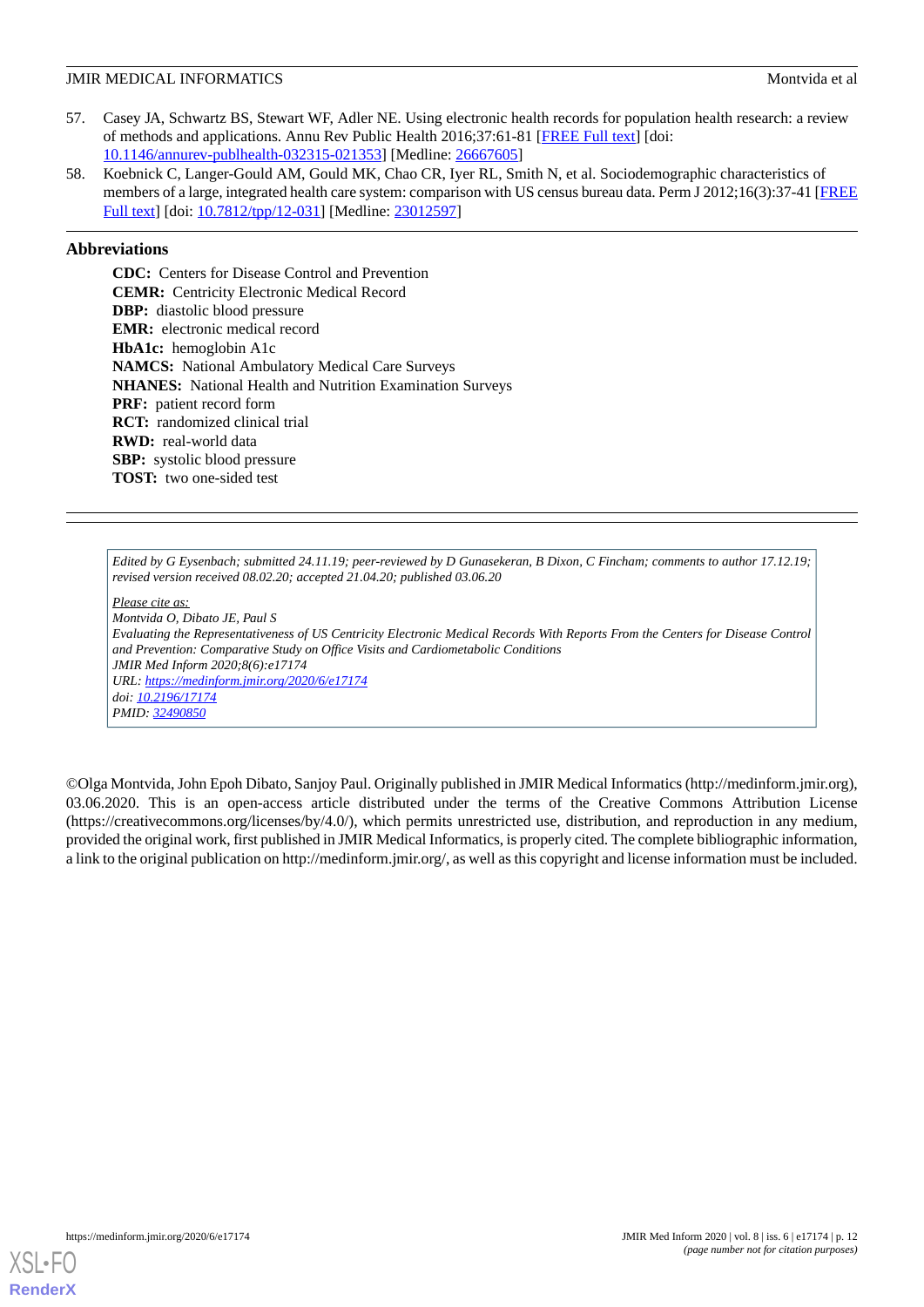57. Casey JA, Schwartz BS, Stewart WF, Adler NE. Using electronic health records for population health research: a review of methods and applications. Annu Rev Public Health 2016;37:61-81 [FREE Full text] [doi: 10.1146/annurev-publhealth-032315-021353] [Medline: 26667605]
58. Koebnick C, Langer-Gould AM, Gould MK, Chao CR, Iyer RL, Smith N, et al. Sociodemographic characteristics of members of a large, integrated health care system: comparison with US census bureau data. Perm J 2012;16(3):37-41 [FREE Full text] [doi: 10.7812/tpp/12-031] [Medline: 23012597]

## Abbreviations

**CDC:** Centers for Disease Control and Prevention
**CEMR:** Centricity Electronic Medical Record
**DBP:** diastolic blood pressure
**EMR:** electronic medical record
**HbA1c:** hemoglobin A1c
**NAMCS:** National Ambulatory Medical Care Surveys
**NHANES:** National Health and Nutrition Examination Surveys
**PRF:** patient record form
**RCT:** randomized clinical trial
**RWD:** real-world data
**SBP:** systolic blood pressure
**TOST:** two one-sided test

*Edited by G Eysenbach; submitted 24.11.19; peer-reviewed by D Gunasekeran, B Dixon, C Fincham; comments to author 17.12.19; revised version received 08.02.20; accepted 21.04.20; published 03.06.20*

*Please cite as:*
*Montvida O, Dibato JE, Paul S*
*Evaluating the Representativeness of US Centricity Electronic Medical Records With Reports From the Centers for Disease Control and Prevention: Comparative Study on Office Visits and Cardiometabolic Conditions*
*JMIR Med Inform 2020;8(6):e17174*
*URL: https://medinform.jmir.org/2020/6/e17174*
*doi: 10.2196/17174*
*PMID: 32490850*

©Olga Montvida, John Epoh Dibato, Sanjoy Paul. Originally published in JMIR Medical Informatics (http://medinform.jmir.org), 03.06.2020. This is an open-access article distributed under the terms of the Creative Commons Attribution License (https://creativecommons.org/licenses/by/4.0/), which permits unrestricted use, distribution, and reproduction in any medium, provided the original work, first published in JMIR Medical Informatics, is properly cited. The complete bibliographic information, a link to the original publication on http://medinform.jmir.org/, as well as this copyright and license information must be included.